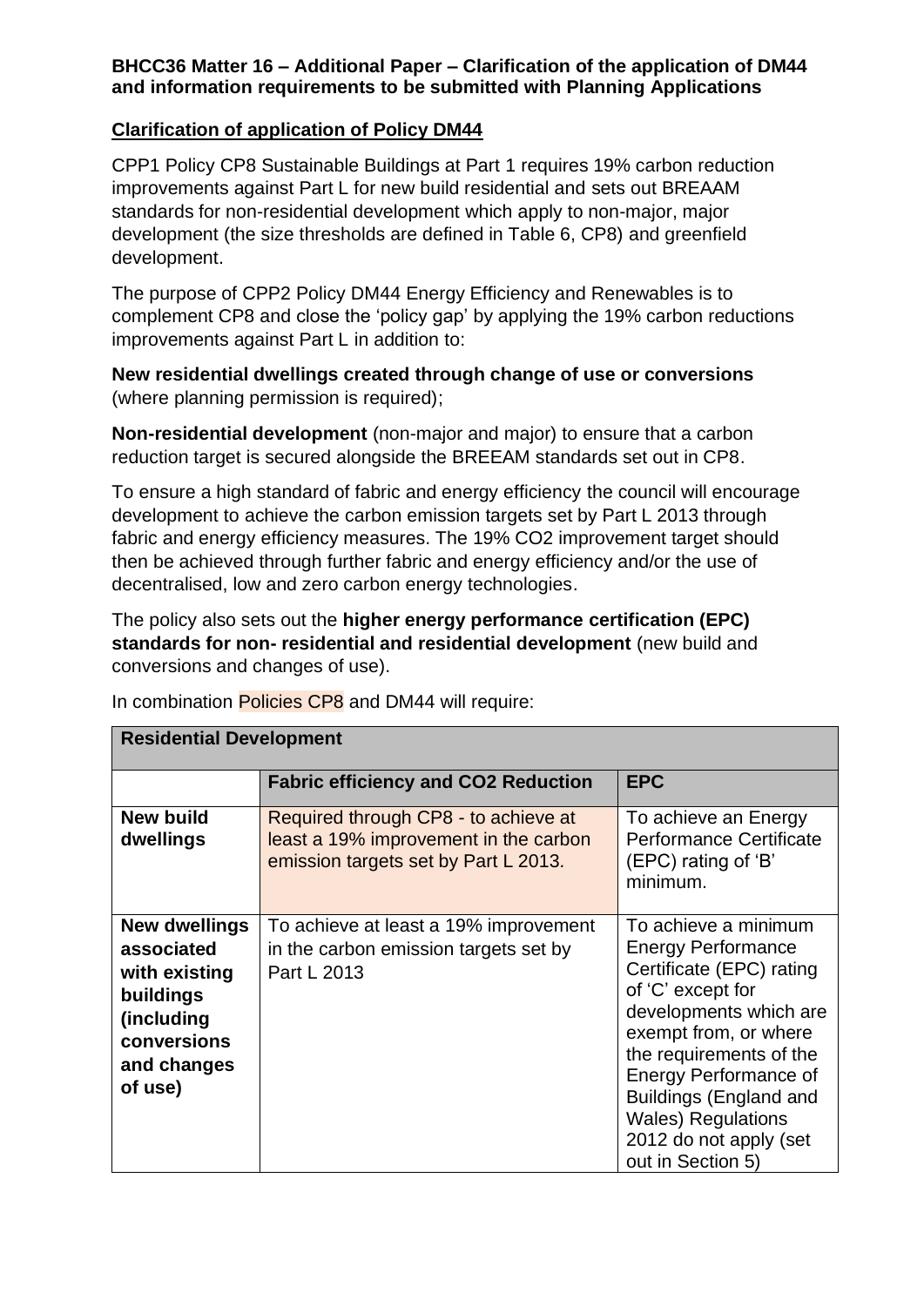**BHCC36 Matter 16 – Additional Paper – Clarification of the application of DM44 and information requirements to be submitted with Planning Applications**

## Clarification of application of Policy DM44

CPP1 Policy CP8 Sustainable Buildings at Part 1 requires 19% carbon reduction improvements against Part L for new build residential and sets out BREAAM standards for non-residential development which apply to non-major, major development (the size thresholds are defined in Table 6, CP8) and greenfield development.

The purpose of CPP2 Policy DM44 Energy Efficiency and Renewables is to complement CP8 and close the 'policy gap' by applying the 19% carbon reductions improvements against Part L in addition to:

**New residential dwellings created through change of use or conversions** (where planning permission is required);

**Non-residential development** (non-major and major) to ensure that a carbon reduction target is secured alongside the BREEAM standards set out in CP8.

To ensure a high standard of fabric and energy efficiency the council will encourage development to achieve the carbon emission targets set by Part L 2013 through fabric and energy efficiency measures. The 19% $CO_2$ improvement target should then be achieved through further fabric and energy efficiency and/or the use of decentralised, low and zero carbon energy technologies.

The policy also sets out the **higher energy performance certification (EPC) standards for non- residential and residential development** (new build and conversions and changes of use).

In combination Policies CP8 and DM44 will require:

| **Residential Development** | | |
|---|---|---|
| | **Fabric efficiency and $CO_2$ Reduction** | **EPC** |
| **New build dwellings** | Required through CP8 - to achieve at least a 19% improvement in the carbon emission targets set by Part L 2013. | To achieve an Energy Performance Certificate (EPC) rating of 'B' minimum. |
| **New dwellings associated with existing buildings (including conversions and changes of use)** | To achieve at least a 19% improvement in the carbon emission targets set by Part L 2013 | To achieve a minimum Energy Performance Certificate (EPC) rating of 'C' except for developments which are exempt from, or where the requirements of the Energy Performance of Buildings (England and Wales) Regulations 2012 do not apply (set out in Section 5) |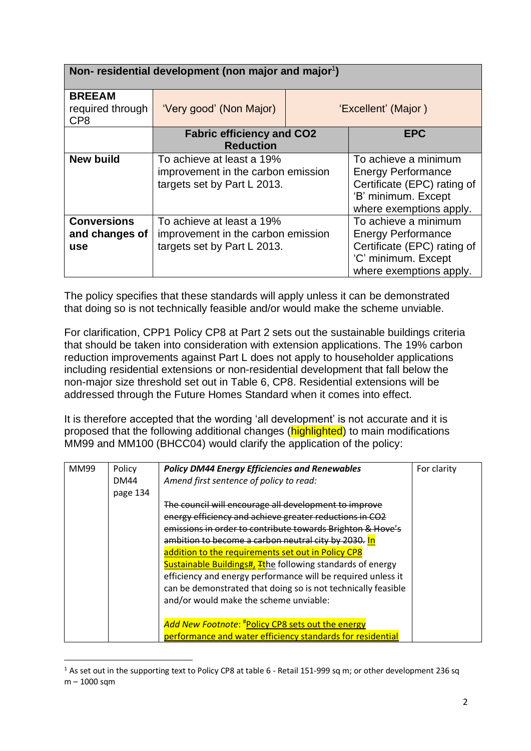| Non- residential development (non major and major[1]) | | | |
|---|---|---|---|
| **BREEAM** required through CP8 | 'Very good' (Non Major) | 'Excellent' (Major ) | |
| | **Fabric efficiency and CO2 Reduction** | | **EPC** |
| **New build** | To achieve at least a 19% improvement in the carbon emission targets set by Part L 2013. | | To achieve a minimum Energy Performance Certificate (EPC) rating of 'B' minimum. Except where exemptions apply. |
| **Conversions and changes of use** | To achieve at least a 19% improvement in the carbon emission targets set by Part L 2013. | | To achieve a minimum Energy Performance Certificate (EPC) rating of 'C' minimum. Except where exemptions apply. |

The policy specifies that these standards will apply unless it can be demonstrated that doing so is not technically feasible and/or would make the scheme unviable.

For clarification, CPP1 Policy CP8 at Part 2 sets out the sustainable buildings criteria that should be taken into consideration with extension applications. The 19% carbon reduction improvements against Part L does not apply to householder applications including residential extensions or non-residential development that fall below the non-major size threshold set out in Table 6, CP8. Residential extensions will be addressed through the Future Homes Standard when it comes into effect.

It is therefore accepted that the wording 'all development' is not accurate and it is proposed that the following additional changes (highlighted) to main modifications MM99 and MM100 (BHCC04) would clarify the application of the policy:

| MM99 | Policy DM44 page 134 | ***Policy DM44 Energy Efficiencies and Renewables*** <br> *Amend first sentence of policy to read:* <br><br> ~~The council will encourage all development to improve energy efficiency and achieve greater reductions in CO2 emissions in order to contribute towards Brighton & Hove's ambition to become a carbon neutral city by 2030.~~ <u>In addition to the requirements set out in Policy CP8 Sustainable Buildings#,</u> ~~T~~the following standards of energy efficiency and energy performance will be required unless it can be demonstrated that doing so is not technically feasible and/or would make the scheme unviable: <br><br> *Add New Footnote*: <u>#Policy CP8 sets out the energy performance and water efficiency standards for residential</u> | For clarity |
|---|---|---|---|

[1] As set out in the supporting text to Policy CP8 at table 6 - Retail 151-999 sq m; or other development 236 sq m – 1000 sqm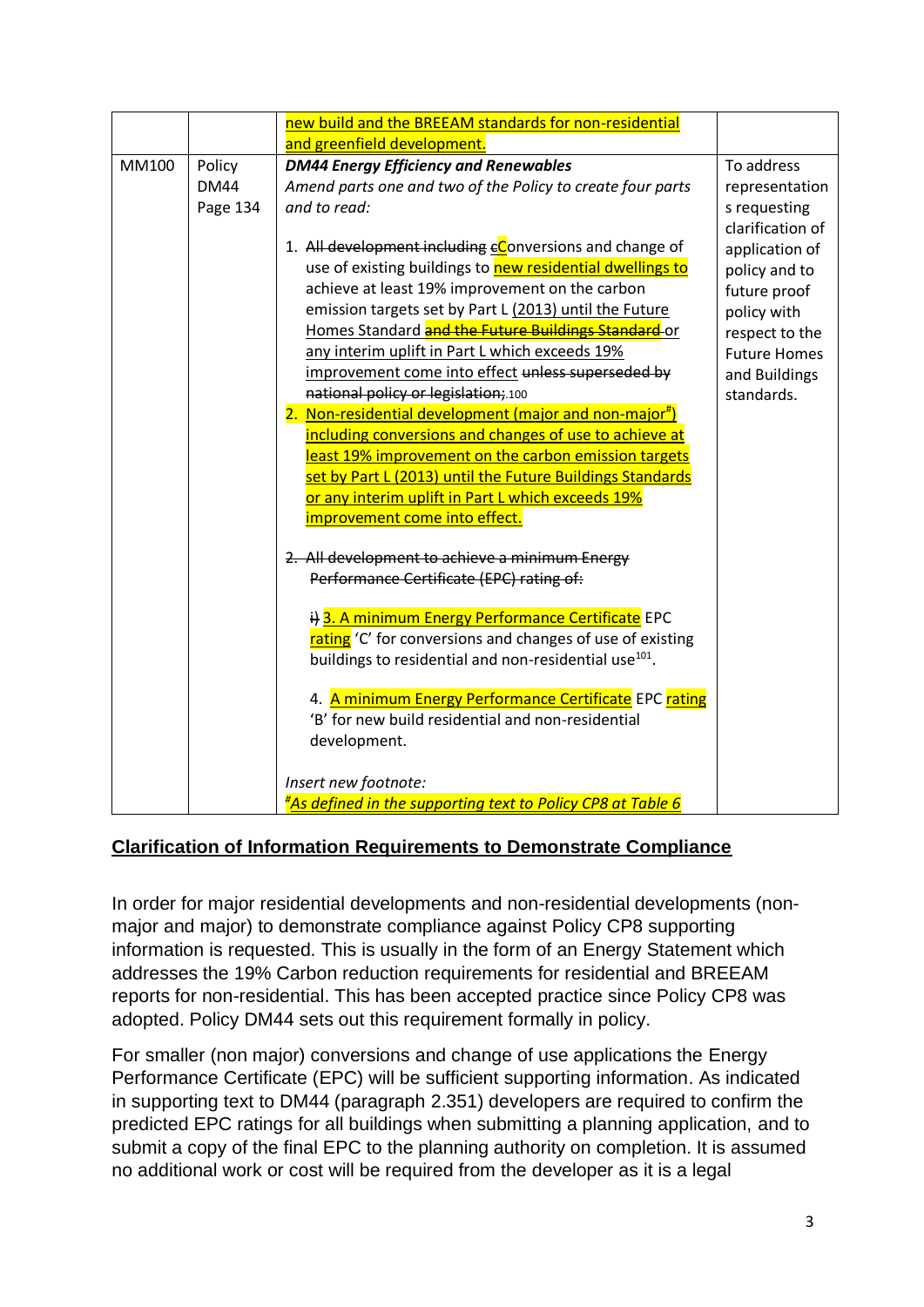| | | new build and the BREEAM standards for non-residential and greenfield development. | |
|---|---|---|---|
| MM100 | Policy DM44 Page 134 | ***DM44 Energy Efficiency and Renewables***<br>*Amend parts one and two of the Policy to create four parts and to read:*<br><br>1. ~~All development including c~~Conversions and change of use of existing buildings to new residential dwellings to achieve at least 19% improvement on the carbon emission targets set by Part L (2013) until the Future Homes Standard ~~and the Future Buildings Standard~~ or any interim uplift in Part L which exceeds 19% improvement come into effect ~~unless superseded by national policy or legislation;~~ 100<br>2. Non-residential development (major and non-major#) including conversions and changes of use to achieve at least 19% improvement on the carbon emission targets set by Part L (2013) until the Future Buildings Standards or any interim uplift in Part L which exceeds 19% improvement come into effect.<br><br>~~2. All development to achieve a minimum Energy Performance Certificate (EPC) rating of:~~<br><br>~~i)~~ 3. A minimum Energy Performance Certificate EPC rating 'C' for conversions and changes of use of existing buildings to residential and non-residential use[101].<br><br>4. A minimum Energy Performance Certificate EPC rating 'B' for new build residential and non-residential development.<br><br>*Insert new footnote:*<br>*#As defined in the supporting text to Policy CP8 at Table 6* | To address representation s requesting clarification of application of policy and to future proof policy with respect to the Future Homes and Buildings standards. |

## Clarification of Information Requirements to Demonstrate Compliance

In order for major residential developments and non-residential developments (non-major and major) to demonstrate compliance against Policy CP8 supporting information is requested. This is usually in the form of an Energy Statement which addresses the 19% Carbon reduction requirements for residential and BREEAM reports for non-residential. This has been accepted practice since Policy CP8 was adopted. Policy DM44 sets out this requirement formally in policy.

For smaller (non major) conversions and change of use applications the Energy Performance Certificate (EPC) will be sufficient supporting information. As indicated in supporting text to DM44 (paragraph 2.351) developers are required to confirm the predicted EPC ratings for all buildings when submitting a planning application, and to submit a copy of the final EPC to the planning authority on completion. It is assumed no additional work or cost will be required from the developer as it is a legal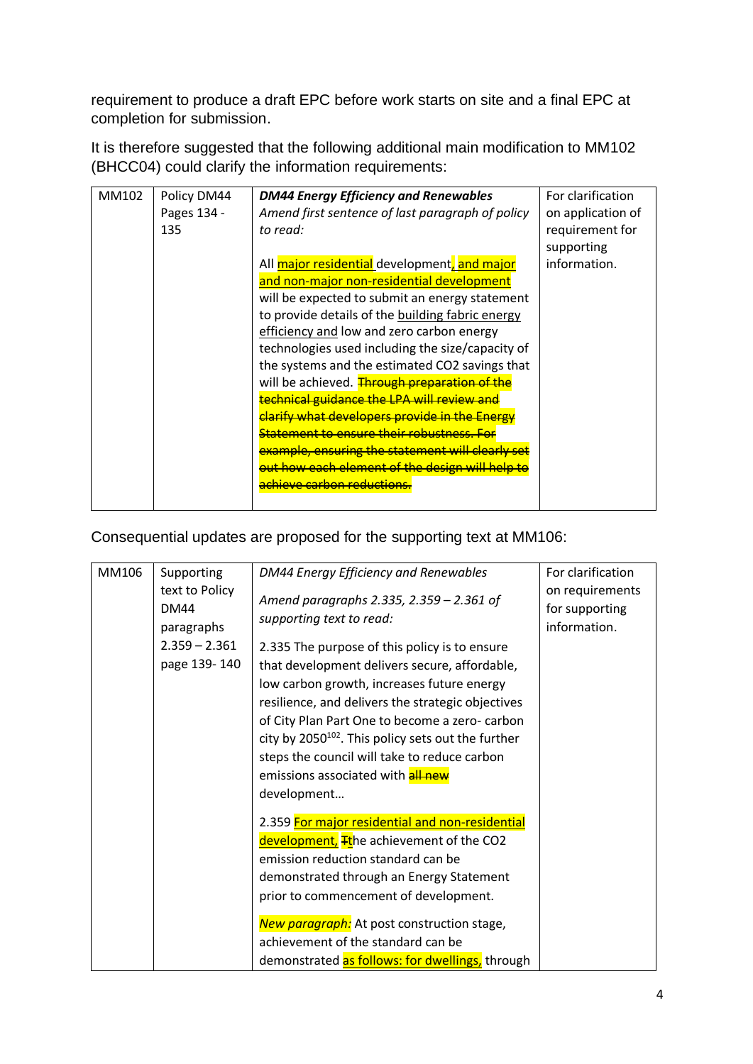requirement to produce a draft EPC before work starts on site and a final EPC at completion for submission.

It is therefore suggested that the following additional main modification to MM102 (BHCC04) could clarify the information requirements:

| MM102 | Policy DM44 Pages 134 - 135 | ***DM44 Energy Efficiency and Renewables*** <br> *Amend first sentence of last paragraph of policy to read:* <br><br> All <u>major residential</u> development<u>, and major and non-major non-residential development</u> will be expected to submit an energy statement to provide details of the <u>building fabric energy efficiency and</u> low and zero carbon energy technologies used including the size/capacity of the systems and the estimated CO2 savings that will be achieved. ~~Through preparation of the technical guidance the LPA will review and clarify what developers provide in the Energy Statement to ensure their robustness. For example, ensuring the statement will clearly set out how each element of the design will help to achieve carbon reductions.~~ | For clarification on application of requirement for supporting information. |
|---|---|---|---|

Consequential updates are proposed for the supporting text at MM106:

| MM106 | Supporting text to Policy DM44 paragraphs 2.359 – 2.361 page 139- 140 | *DM44 Energy Efficiency and Renewables* <br><br> *Amend paragraphs 2.335, 2.359 – 2.361 of supporting text to read:* <br><br> 2.335 The purpose of this policy is to ensure that development delivers secure, affordable, low carbon growth, increases future energy resilience, and delivers the strategic objectives of City Plan Part One to become a zero- carbon city by 2050[102]. This policy sets out the further steps the council will take to reduce carbon emissions associated with ~~all new~~ development… <br><br> 2.359 <u>For major residential and non-residential development,</u> ~~T~~the achievement of the CO2 emission reduction standard can be demonstrated through an Energy Statement prior to commencement of development. <br><br> <u>*New paragraph:*</u> At post construction stage, achievement of the standard can be demonstrated <u>as follows: for dwellings,</u> through | For clarification on requirements for supporting information. |
|---|---|---|---|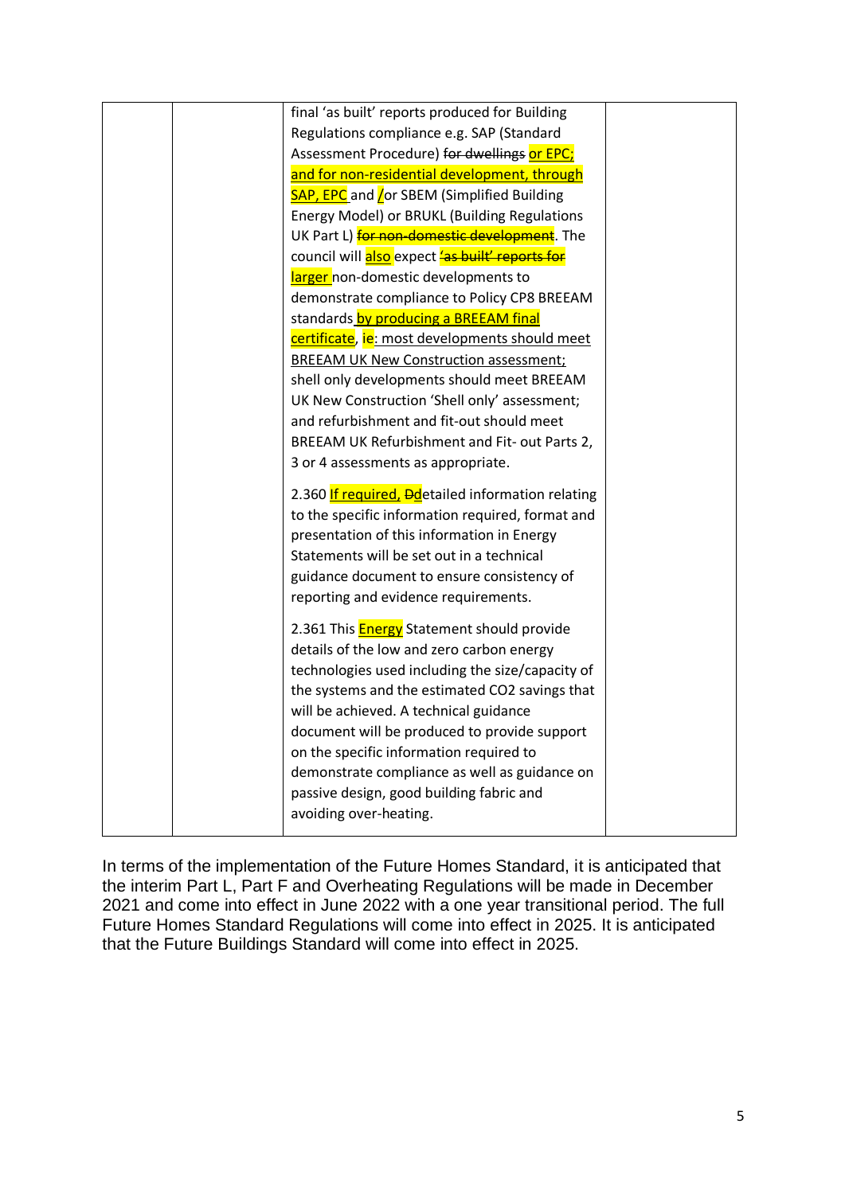| | | | |
|---|---|---|---|
| | | final 'as built' reports produced for Building Regulations compliance e.g. SAP (Standard Assessment Procedure) ~~for dwellings~~ <u>or EPC; and for non-residential development, through SAP, EPC</u> and /or SBEM (Simplified Building Energy Model) or BRUKL (Building Regulations UK Part L) ~~for non-domestic development~~. The council will <u>also</u> expect ~~'as built' reports for~~ <u>larger</u> non-domestic developments to demonstrate compliance to Policy CP8 BREEAM standards <u>by producing a BREEAM final certificate</u>, <u>ie</u>: most developments should meet <u>BREEAM UK New Construction assessment;</u> shell only developments should meet BREEAM UK New Construction 'Shell only' assessment; and refurbishment and fit-out should meet BREEAM UK Refurbishment and Fit- out Parts 2, 3 or 4 assessments as appropriate.<br><br>2.360 <u>If required,</u> ~~D~~detailed information relating to the specific information required, format and presentation of this information in Energy Statements will be set out in a technical guidance document to ensure consistency of reporting and evidence requirements.<br><br>2.361 This <u>Energy</u> Statement should provide details of the low and zero carbon energy technologies used including the size/capacity of the systems and the estimated $CO_2$ savings that will be achieved. A technical guidance document will be produced to provide support on the specific information required to demonstrate compliance as well as guidance on passive design, good building fabric and avoiding over-heating. | |

In terms of the implementation of the Future Homes Standard, it is anticipated that the interim Part L, Part F and Overheating Regulations will be made in December 2021 and come into effect in June 2022 with a one year transitional period. The full Future Homes Standard Regulations will come into effect in 2025. It is anticipated that the Future Buildings Standard will come into effect in 2025.